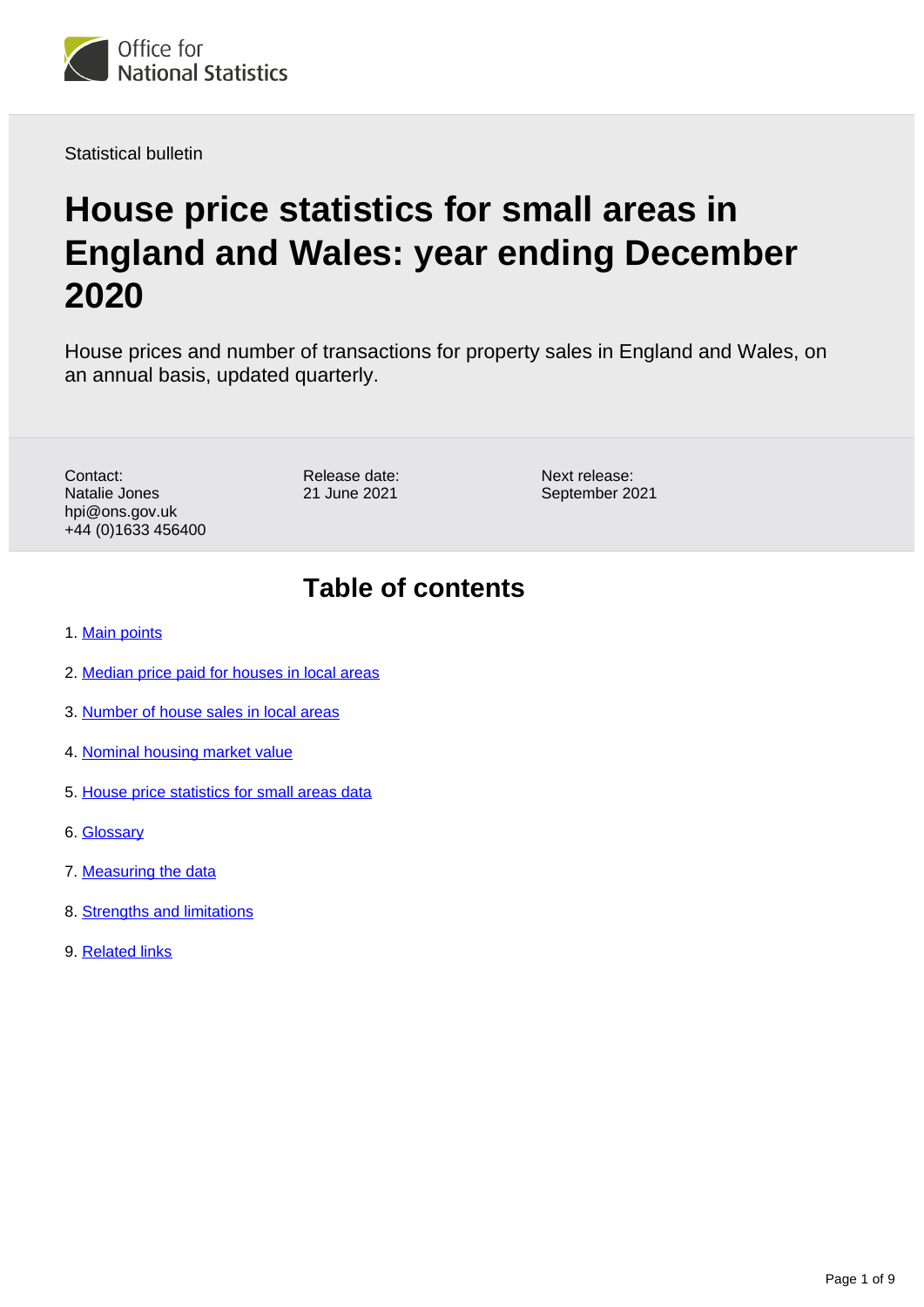Office for National Statistics

Statistical bulletin

# House price statistics for small areas in England and Wales: year ending December 2020

House prices and number of transactions for property sales in England and Wales, on an annual basis, updated quarterly.

Contact:
Natalie Jones
hpi@ons.gov.uk
+44 (0)1633 456400

Release date:
21 June 2021

Next release:
September 2021

## Table of contents

1. Main points
2. Median price paid for houses in local areas
3. Number of house sales in local areas
4. Nominal housing market value
5. House price statistics for small areas data
6. Glossary
7. Measuring the data
8. Strengths and limitations
9. Related links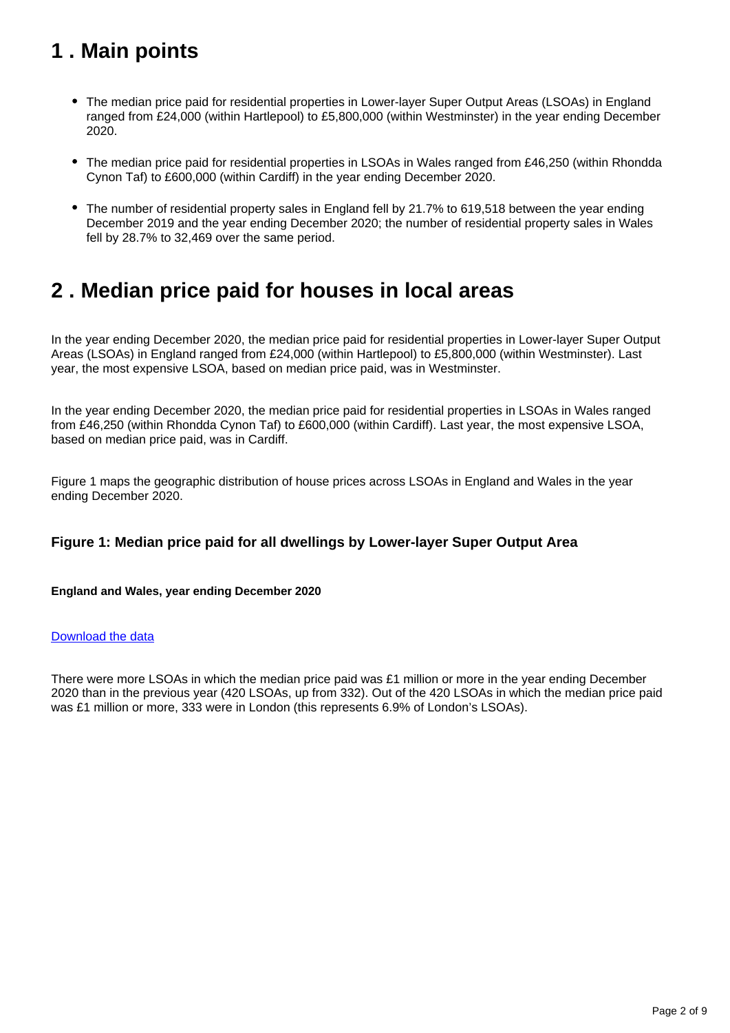## 1 . Main points

- The median price paid for residential properties in Lower-layer Super Output Areas (LSOAs) in England ranged from £24,000 (within Hartlepool) to £5,800,000 (within Westminster) in the year ending December 2020.
- The median price paid for residential properties in LSOAs in Wales ranged from £46,250 (within Rhondda Cynon Taf) to £600,000 (within Cardiff) in the year ending December 2020.
- The number of residential property sales in England fell by 21.7% to 619,518 between the year ending December 2019 and the year ending December 2020; the number of residential property sales in Wales fell by 28.7% to 32,469 over the same period.

## 2 . Median price paid for houses in local areas

In the year ending December 2020, the median price paid for residential properties in Lower-layer Super Output Areas (LSOAs) in England ranged from £24,000 (within Hartlepool) to £5,800,000 (within Westminster). Last year, the most expensive LSOA, based on median price paid, was in Westminster.

In the year ending December 2020, the median price paid for residential properties in LSOAs in Wales ranged from £46,250 (within Rhondda Cynon Taf) to £600,000 (within Cardiff). Last year, the most expensive LSOA, based on median price paid, was in Cardiff.

Figure 1 maps the geographic distribution of house prices across LSOAs in England and Wales in the year ending December 2020.

### Figure 1: Median price paid for all dwellings by Lower-layer Super Output Area

**England and Wales, year ending December 2020**

Download the data

There were more LSOAs in which the median price paid was £1 million or more in the year ending December 2020 than in the previous year (420 LSOAs, up from 332). Out of the 420 LSOAs in which the median price paid was £1 million or more, 333 were in London (this represents 6.9% of London's LSOAs).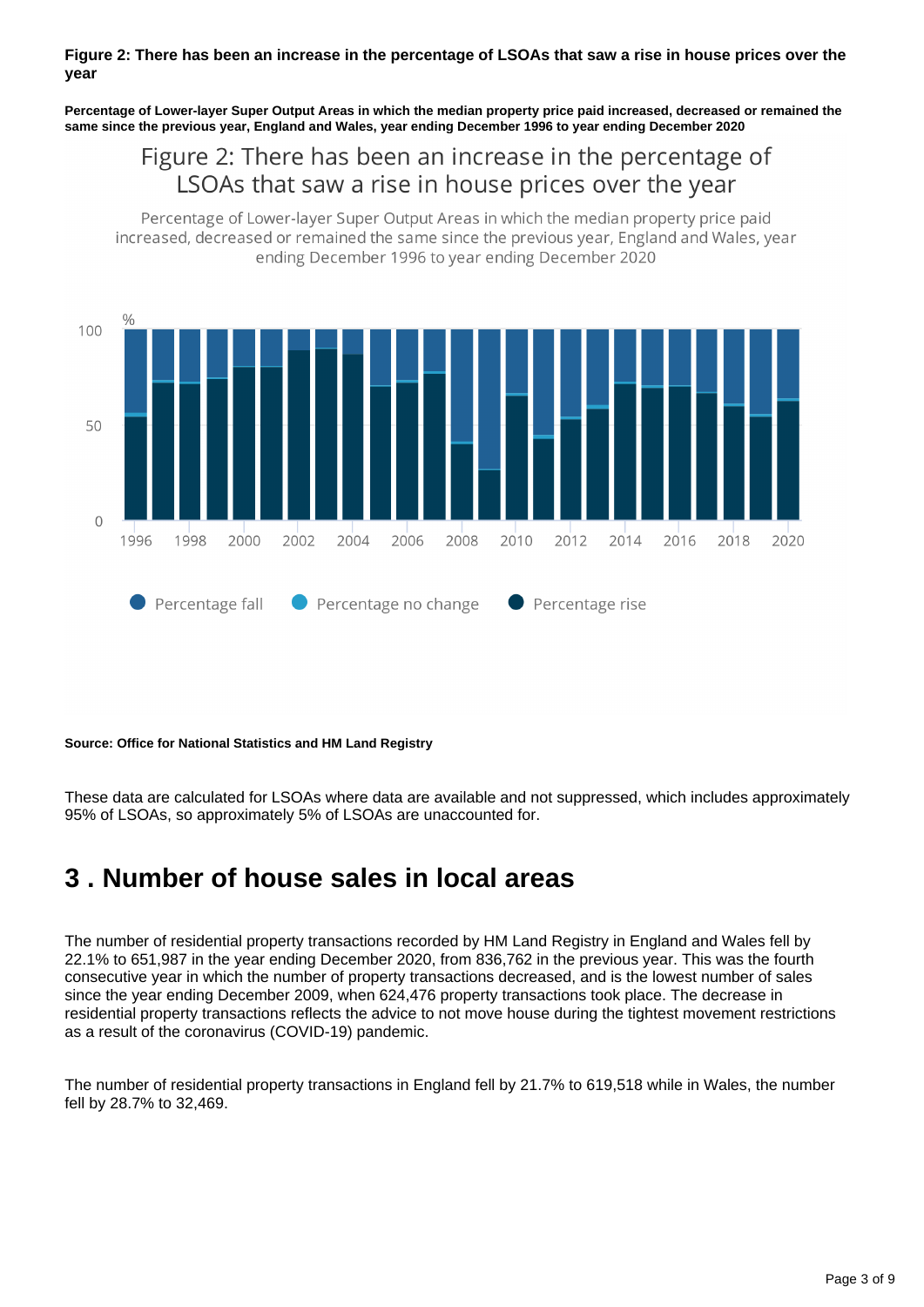**Figure 2: There has been an increase in the percentage of LSOAs that saw a rise in house prices over the year**

**Percentage of Lower-layer Super Output Areas in which the median property price paid increased, decreased or remained the same since the previous year, England and Wales, year ending December 1996 to year ending December 2020**

Figure 2: There has been an increase in the percentage of LSOAs that saw a rise in house prices over the year

Percentage of Lower-layer Super Output Areas in which the median property price paid increased, decreased or remained the same since the previous year, England and Wales, year ending December 1996 to year ending December 2020

**Source: Office for National Statistics and HM Land Registry**

These data are calculated for LSOAs where data are available and not suppressed, which includes approximately 95% of LSOAs, so approximately 5% of LSOAs are unaccounted for.

# 3 . Number of house sales in local areas

The number of residential property transactions recorded by HM Land Registry in England and Wales fell by 22.1% to 651,987 in the year ending December 2020, from 836,762 in the previous year. This was the fourth consecutive year in which the number of property transactions decreased, and is the lowest number of sales since the year ending December 2009, when 624,476 property transactions took place. The decrease in residential property transactions reflects the advice to not move house during the tightest movement restrictions as a result of the coronavirus (COVID-19) pandemic.

The number of residential property transactions in England fell by 21.7% to 619,518 while in Wales, the number fell by 28.7% to 32,469.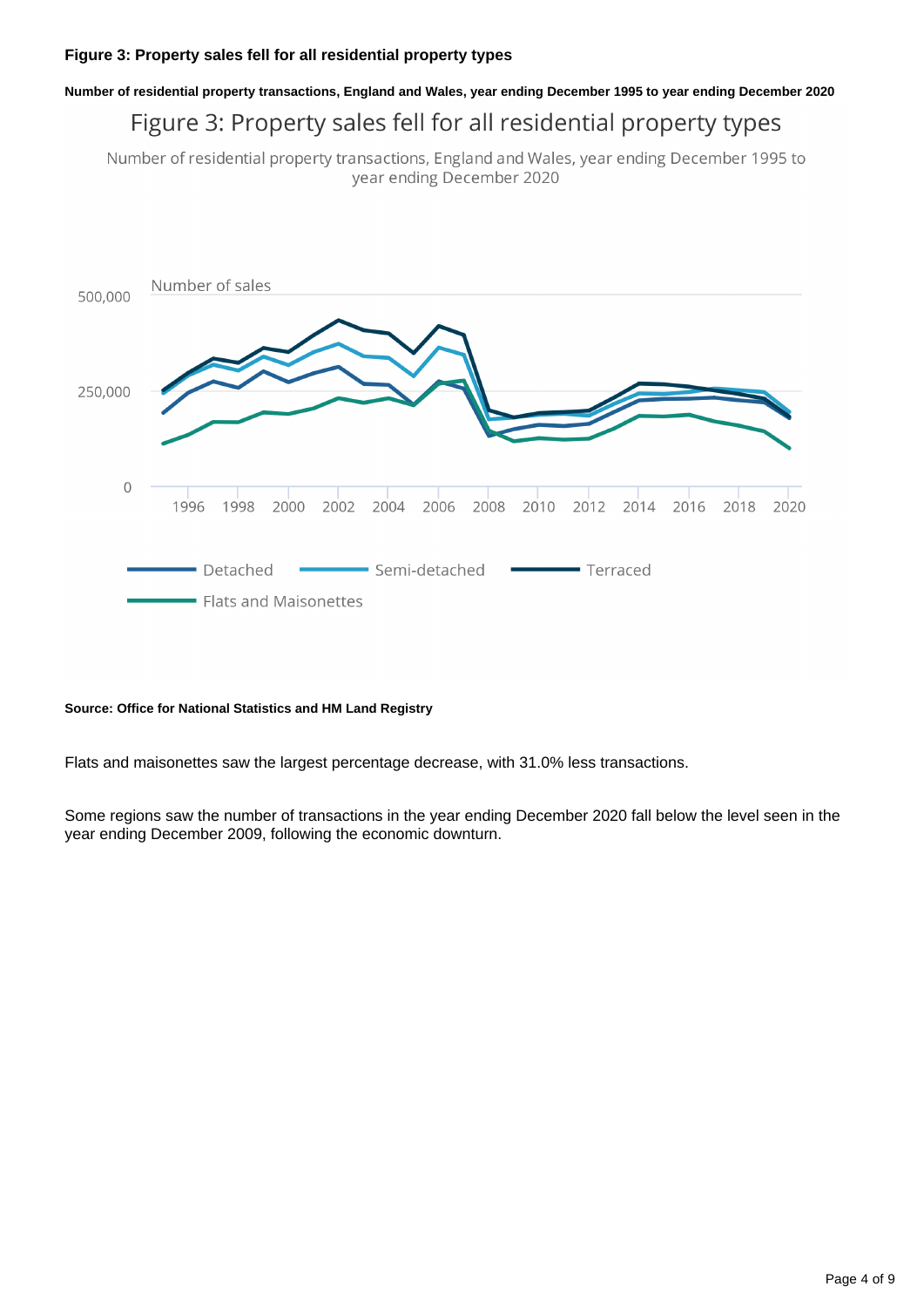### Figure 3: Property sales fell for all residential property types

**Number of residential property transactions, England and Wales, year ending December 1995 to year ending December 2020**

**Source: Office for National Statistics and HM Land Registry**

Flats and maisonettes saw the largest percentage decrease, with 31.0% less transactions.

Some regions saw the number of transactions in the year ending December 2020 fall below the level seen in the year ending December 2009, following the economic downturn.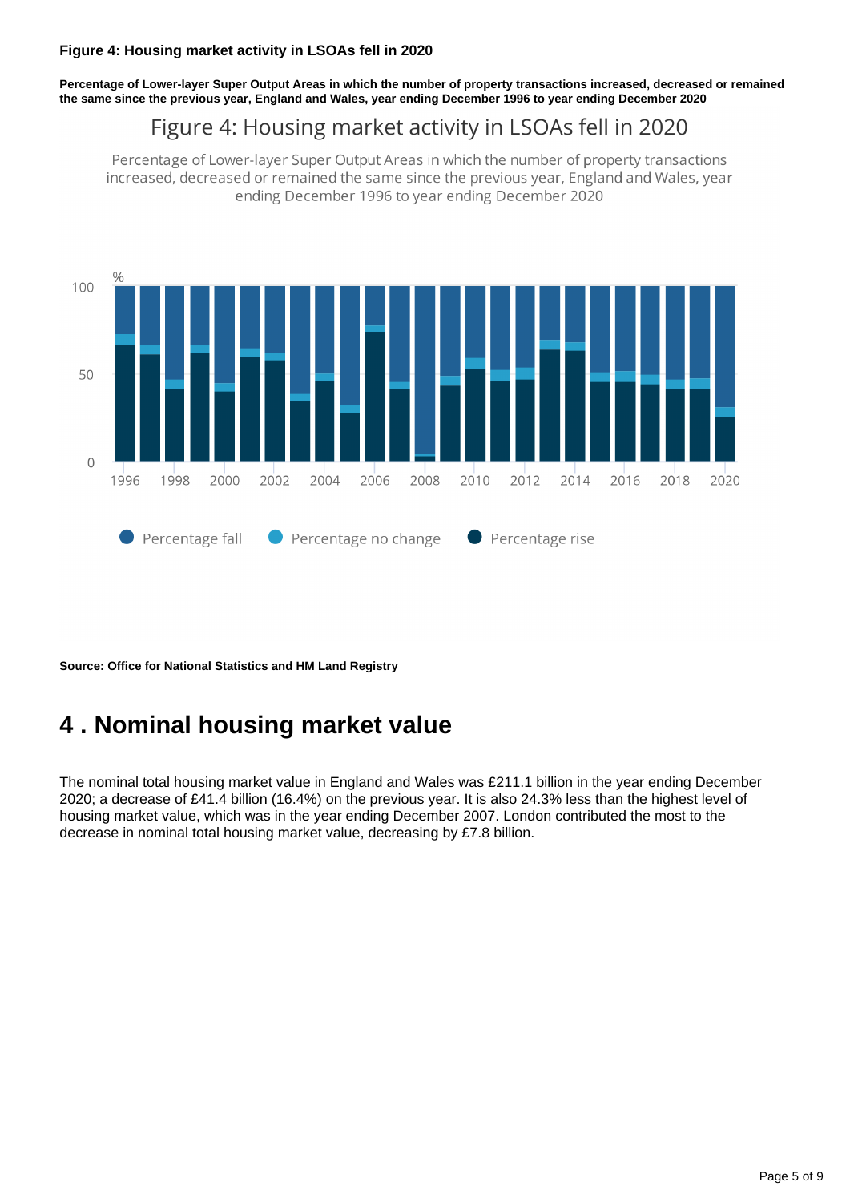**Figure 4: Housing market activity in LSOAs fell in 2020**

**Percentage of Lower-layer Super Output Areas in which the number of property transactions increased, decreased or remained the same since the previous year, England and Wales, year ending December 1996 to year ending December 2020**

Figure 4: Housing market activity in LSOAs fell in 2020

Percentage of Lower-layer Super Output Areas in which the number of property transactions increased, decreased or remained the same since the previous year, England and Wales, year ending December 1996 to year ending December 2020

**Source: Office for National Statistics and HM Land Registry**

## 4 . Nominal housing market value

The nominal total housing market value in England and Wales was £211.1 billion in the year ending December 2020; a decrease of £41.4 billion (16.4%) on the previous year. It is also 24.3% less than the highest level of housing market value, which was in the year ending December 2007. London contributed the most to the decrease in nominal total housing market value, decreasing by £7.8 billion.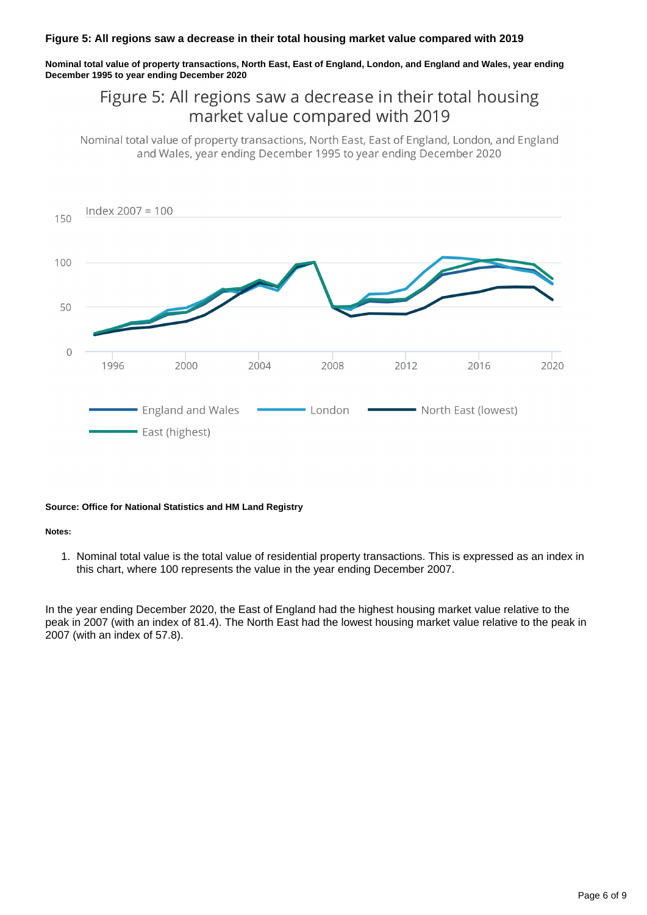**Figure 5: All regions saw a decrease in their total housing market value compared with 2019**

**Nominal total value of property transactions, North East, East of England, London, and England and Wales, year ending December 1995 to year ending December 2020**

**Source: Office for National Statistics and HM Land Registry**

**Notes:**

1. Nominal total value is the total value of residential property transactions. This is expressed as an index in this chart, where 100 represents the value in the year ending December 2007.

In the year ending December 2020, the East of England had the highest housing market value relative to the peak in 2007 (with an index of 81.4). The North East had the lowest housing market value relative to the peak in 2007 (with an index of 57.8).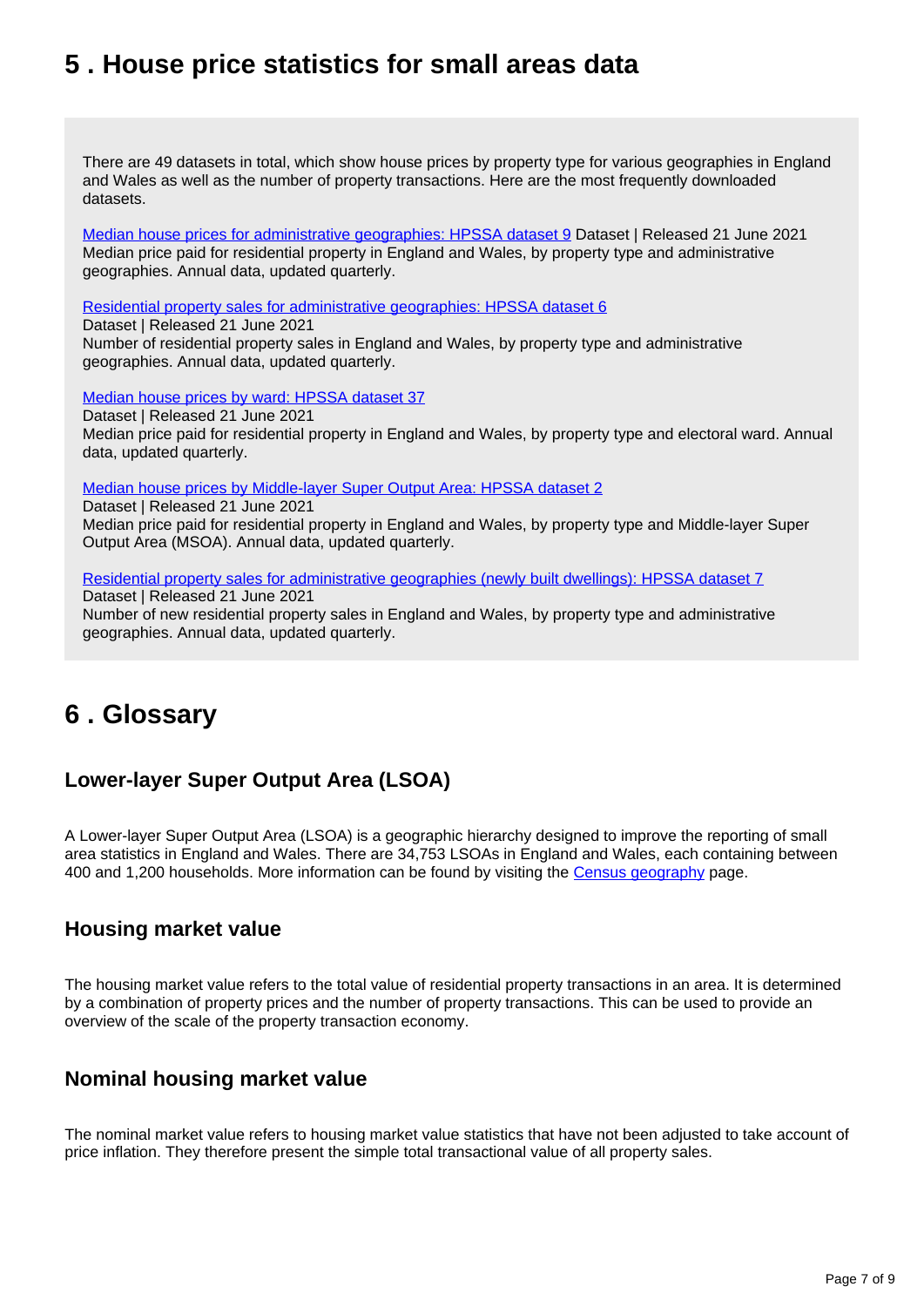## 5 . House price statistics for small areas data

There are 49 datasets in total, which show house prices by property type for various geographies in England and Wales as well as the number of property transactions. Here are the most frequently downloaded datasets.

[Median house prices for administrative geographies: HPSSA dataset 9](#) Dataset | Released 21 June 2021
Median price paid for residential property in England and Wales, by property type and administrative geographies. Annual data, updated quarterly.

[Residential property sales for administrative geographies: HPSSA dataset 6](#)
Dataset | Released 21 June 2021
Number of residential property sales in England and Wales, by property type and administrative geographies. Annual data, updated quarterly.

[Median house prices by ward: HPSSA dataset 37](#)
Dataset | Released 21 June 2021
Median price paid for residential property in England and Wales, by property type and electoral ward. Annual data, updated quarterly.

[Median house prices by Middle-layer Super Output Area: HPSSA dataset 2](#)
Dataset | Released 21 June 2021
Median price paid for residential property in England and Wales, by property type and Middle-layer Super Output Area (MSOA). Annual data, updated quarterly.

[Residential property sales for administrative geographies (newly built dwellings): HPSSA dataset 7](#)
Dataset | Released 21 June 2021
Number of new residential property sales in England and Wales, by property type and administrative geographies. Annual data, updated quarterly.

## 6 . Glossary

### Lower-layer Super Output Area (LSOA)

A Lower-layer Super Output Area (LSOA) is a geographic hierarchy designed to improve the reporting of small area statistics in England and Wales. There are 34,753 LSOAs in England and Wales, each containing between 400 and 1,200 households. More information can be found by visiting the [Census geography](#) page.

### Housing market value

The housing market value refers to the total value of residential property transactions in an area. It is determined by a combination of property prices and the number of property transactions. This can be used to provide an overview of the scale of the property transaction economy.

### Nominal housing market value

The nominal market value refers to housing market value statistics that have not been adjusted to take account of price inflation. They therefore present the simple total transactional value of all property sales.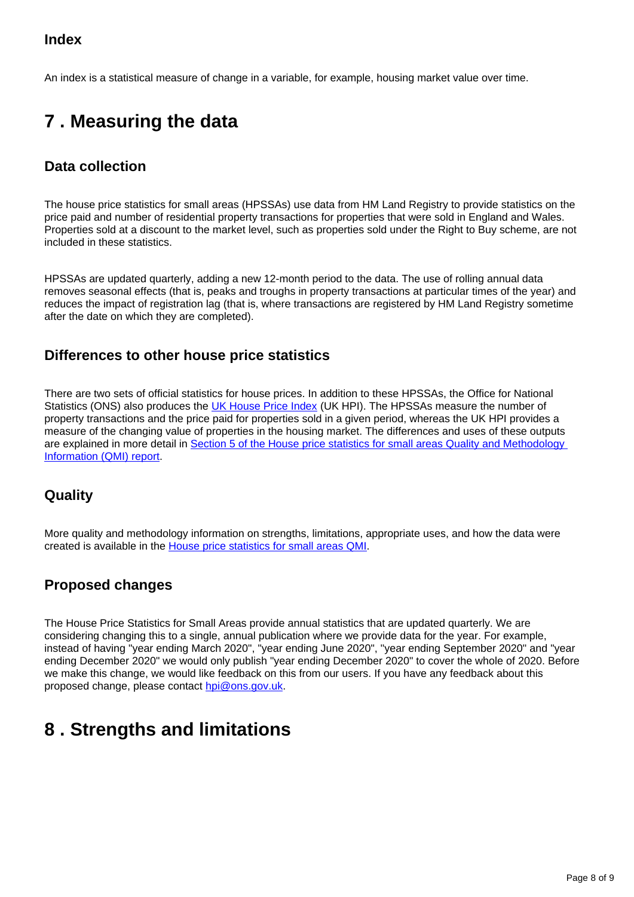### Index

An index is a statistical measure of change in a variable, for example, housing market value over time.

## 7 . Measuring the data

### Data collection

The house price statistics for small areas (HPSSAs) use data from HM Land Registry to provide statistics on the price paid and number of residential property transactions for properties that were sold in England and Wales. Properties sold at a discount to the market level, such as properties sold under the Right to Buy scheme, are not included in these statistics.

HPSSAs are updated quarterly, adding a new 12-month period to the data. The use of rolling annual data removes seasonal effects (that is, peaks and troughs in property transactions at particular times of the year) and reduces the impact of registration lag (that is, where transactions are registered by HM Land Registry sometime after the date on which they are completed).

### Differences to other house price statistics

There are two sets of official statistics for house prices. In addition to these HPSSAs, the Office for National Statistics (ONS) also produces the UK House Price Index (UK HPI). The HPSSAs measure the number of property transactions and the price paid for properties sold in a given period, whereas the UK HPI provides a measure of the changing value of properties in the housing market. The differences and uses of these outputs are explained in more detail in Section 5 of the House price statistics for small areas Quality and Methodology Information (QMI) report.

### Quality

More quality and methodology information on strengths, limitations, appropriate uses, and how the data were created is available in the House price statistics for small areas QMI.

### Proposed changes

The House Price Statistics for Small Areas provide annual statistics that are updated quarterly. We are considering changing this to a single, annual publication where we provide data for the year. For example, instead of having "year ending March 2020", "year ending June 2020", "year ending September 2020" and "year ending December 2020" we would only publish "year ending December 2020" to cover the whole of 2020. Before we make this change, we would like feedback on this from our users. If you have any feedback about this proposed change, please contact hpi@ons.gov.uk.

## 8 . Strengths and limitations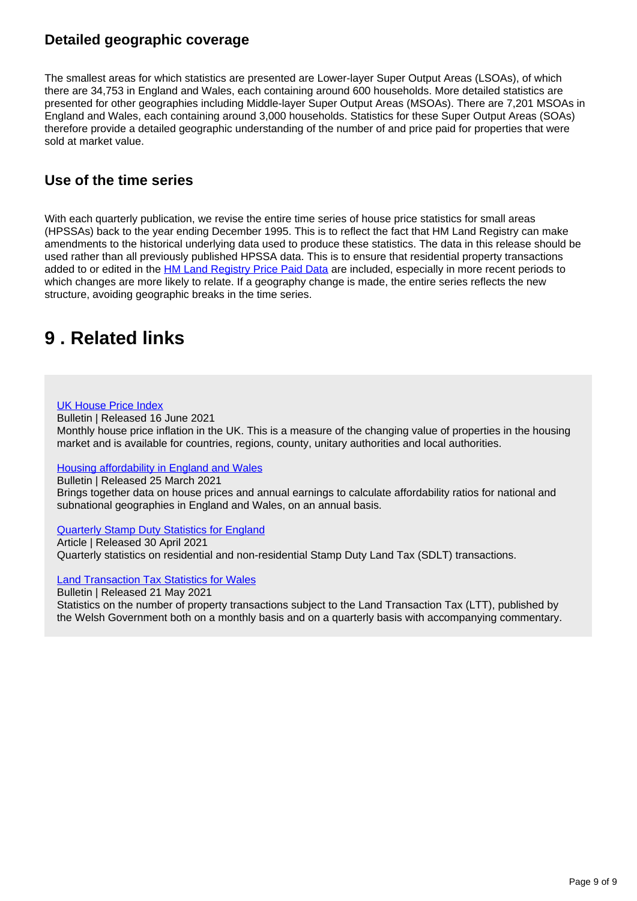### Detailed geographic coverage

The smallest areas for which statistics are presented are Lower-layer Super Output Areas (LSOAs), of which there are 34,753 in England and Wales, each containing around 600 households. More detailed statistics are presented for other geographies including Middle-layer Super Output Areas (MSOAs). There are 7,201 MSOAs in England and Wales, each containing around 3,000 households. Statistics for these Super Output Areas (SOAs) therefore provide a detailed geographic understanding of the number of and price paid for properties that were sold at market value.

### Use of the time series

With each quarterly publication, we revise the entire time series of house price statistics for small areas (HPSSAs) back to the year ending December 1995. This is to reflect the fact that HM Land Registry can make amendments to the historical underlying data used to produce these statistics. The data in this release should be used rather than all previously published HPSSA data. This is to ensure that residential property transactions added to or edited in the HM Land Registry Price Paid Data are included, especially in more recent periods to which changes are more likely to relate. If a geography change is made, the entire series reflects the new structure, avoiding geographic breaks in the time series.

## 9 . Related links

UK House Price Index
Bulletin | Released 16 June 2021
Monthly house price inflation in the UK. This is a measure of the changing value of properties in the housing market and is available for countries, regions, county, unitary authorities and local authorities.

Housing affordability in England and Wales
Bulletin | Released 25 March 2021
Brings together data on house prices and annual earnings to calculate affordability ratios for national and subnational geographies in England and Wales, on an annual basis.

Quarterly Stamp Duty Statistics for England
Article | Released 30 April 2021
Quarterly statistics on residential and non-residential Stamp Duty Land Tax (SDLT) transactions.

Land Transaction Tax Statistics for Wales
Bulletin | Released 21 May 2021
Statistics on the number of property transactions subject to the Land Transaction Tax (LTT), published by the Welsh Government both on a monthly basis and on a quarterly basis with accompanying commentary.